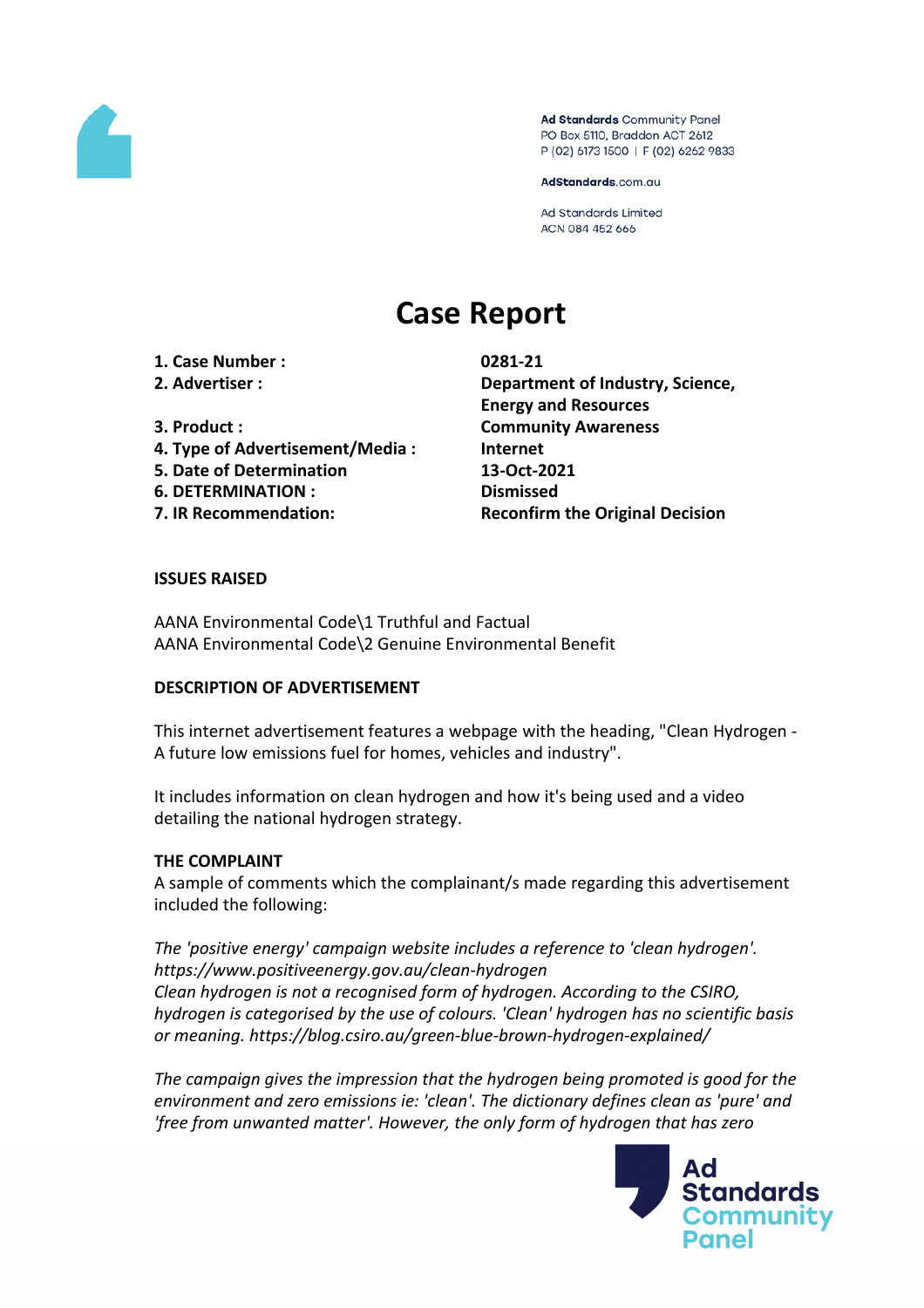Ad Standards Community Panel
PO Box 5110, Braddon ACT 2612
P (02) 6173 1500 | F (02) 6262 9833

AdStandards.com.au

Ad Standards Limited
ACN 084 452 666

# Case Report

| | |
|---|---|
| **1. Case Number :** | **0281-21** |
| **2. Advertiser :** | **Department of Industry, Science, Energy and Resources** |
| **3. Product :** | **Community Awareness** |
| **4. Type of Advertisement/Media :** | **Internet** |
| **5. Date of Determination** | **13-Oct-2021** |
| **6. DETERMINATION :** | **Dismissed** |
| **7. IR Recommendation:** | **Reconfirm the Original Decision** |

**ISSUES RAISED**

AANA Environmental Code\1 Truthful and Factual
AANA Environmental Code\2 Genuine Environmental Benefit

**DESCRIPTION OF ADVERTISEMENT**

This internet advertisement features a webpage with the heading, "Clean Hydrogen - A future low emissions fuel for homes, vehicles and industry".

It includes information on clean hydrogen and how it's being used and a video detailing the national hydrogen strategy.

**THE COMPLAINT**

A sample of comments which the complainant/s made regarding this advertisement included the following:

*The 'positive energy' campaign website includes a reference to 'clean hydrogen'. https://www.positiveenergy.gov.au/clean-hydrogen*
*Clean hydrogen is not a recognised form of hydrogen. According to the CSIRO, hydrogen is categorised by the use of colours. 'Clean' hydrogen has no scientific basis or meaning. https://blog.csiro.au/green-blue-brown-hydrogen-explained/*

*The campaign gives the impression that the hydrogen being promoted is good for the environment and zero emissions ie: 'clean'. The dictionary defines clean as 'pure' and 'free from unwanted matter'. However, the only form of hydrogen that has zero*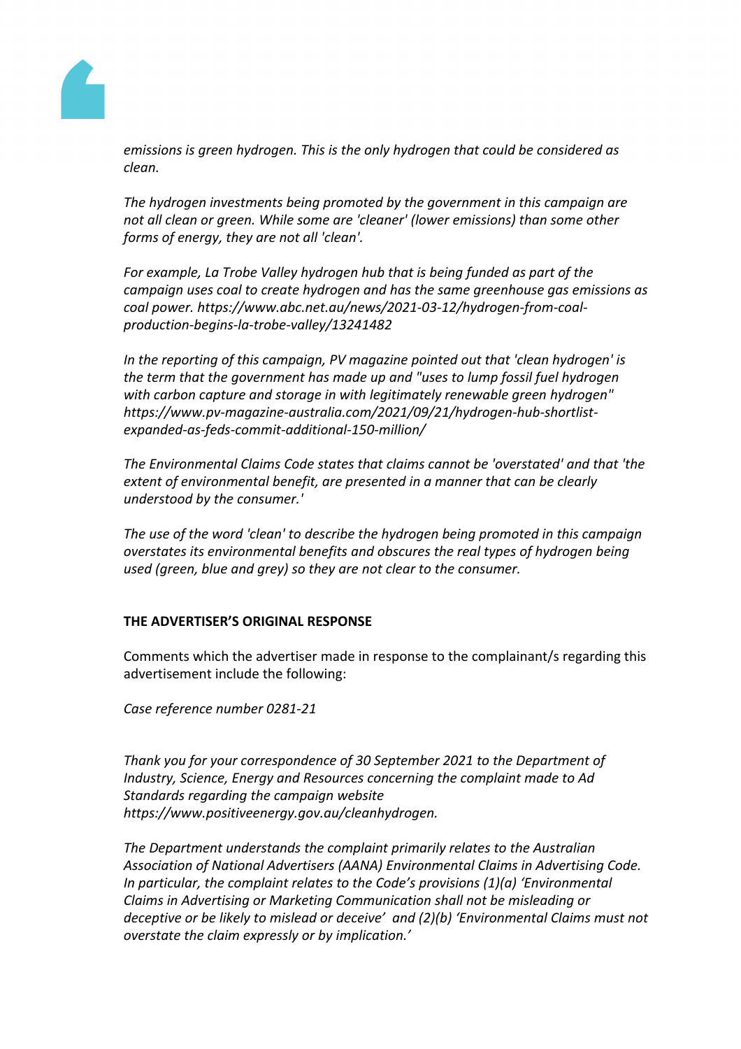*emissions is green hydrogen. This is the only hydrogen that could be considered as clean.*

*The hydrogen investments being promoted by the government in this campaign are not all clean or green. While some are 'cleaner' (lower emissions) than some other forms of energy, they are not all 'clean'.*

*For example, La Trobe Valley hydrogen hub that is being funded as part of the campaign uses coal to create hydrogen and has the same greenhouse gas emissions as coal power. https://www.abc.net.au/news/2021-03-12/hydrogen-from-coal-production-begins-la-trobe-valley/13241482*

*In the reporting of this campaign, PV magazine pointed out that 'clean hydrogen' is the term that the government has made up and "uses to lump fossil fuel hydrogen with carbon capture and storage in with legitimately renewable green hydrogen" https://www.pv-magazine-australia.com/2021/09/21/hydrogen-hub-shortlist-expanded-as-feds-commit-additional-150-million/*

*The Environmental Claims Code states that claims cannot be 'overstated' and that 'the extent of environmental benefit, are presented in a manner that can be clearly understood by the consumer.'*

*The use of the word 'clean' to describe the hydrogen being promoted in this campaign overstates its environmental benefits and obscures the real types of hydrogen being used (green, blue and grey) so they are not clear to the consumer.*

## THE ADVERTISER'S ORIGINAL RESPONSE

Comments which the advertiser made in response to the complainant/s regarding this advertisement include the following:

*Case reference number 0281-21*

*Thank you for your correspondence of 30 September 2021 to the Department of Industry, Science, Energy and Resources concerning the complaint made to Ad Standards regarding the campaign website https://www.positiveenergy.gov.au/cleanhydrogen.*

*The Department understands the complaint primarily relates to the Australian Association of National Advertisers (AANA) Environmental Claims in Advertising Code. In particular, the complaint relates to the Code's provisions (1)(a) 'Environmental Claims in Advertising or Marketing Communication shall not be misleading or deceptive or be likely to mislead or deceive' and (2)(b) 'Environmental Claims must not overstate the claim expressly or by implication.'*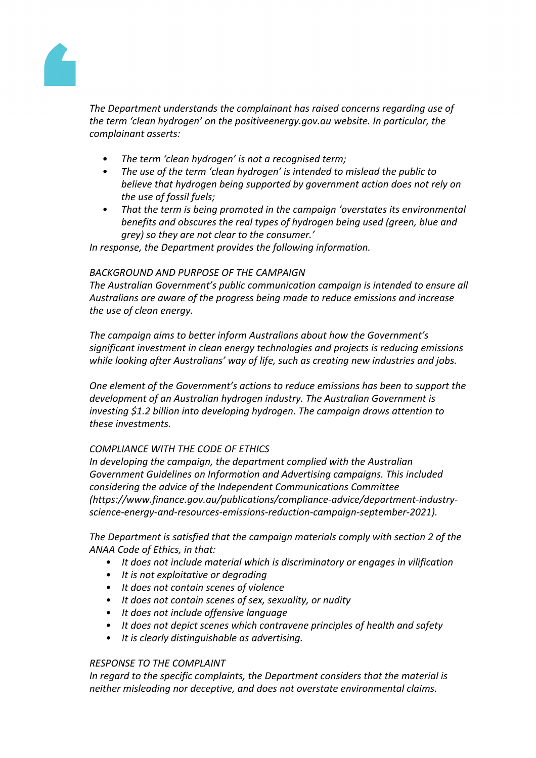*The Department understands the complainant has raised concerns regarding use of the term 'clean hydrogen' on the positiveenergy.gov.au website. In particular, the complainant asserts:*

- *The term 'clean hydrogen' is not a recognised term;*
- *The use of the term 'clean hydrogen' is intended to mislead the public to believe that hydrogen being supported by government action does not rely on the use of fossil fuels;*
- *That the term is being promoted in the campaign 'overstates its environmental benefits and obscures the real types of hydrogen being used (green, blue and grey) so they are not clear to the consumer.'*

*In response, the Department provides the following information.*

*BACKGROUND AND PURPOSE OF THE CAMPAIGN*
*The Australian Government's public communication campaign is intended to ensure all Australians are aware of the progress being made to reduce emissions and increase the use of clean energy.*

*The campaign aims to better inform Australians about how the Government's significant investment in clean energy technologies and projects is reducing emissions while looking after Australians' way of life, such as creating new industries and jobs.*

*One element of the Government's actions to reduce emissions has been to support the development of an Australian hydrogen industry. The Australian Government is investing $1.2 billion into developing hydrogen. The campaign draws attention to these investments.*

*COMPLIANCE WITH THE CODE OF ETHICS*
*In developing the campaign, the department complied with the Australian Government Guidelines on Information and Advertising campaigns. This included considering the advice of the Independent Communications Committee (https://www.finance.gov.au/publications/compliance-advice/department-industry-science-energy-and-resources-emissions-reduction-campaign-september-2021).*

*The Department is satisfied that the campaign materials comply with section 2 of the ANAA Code of Ethics, in that:*

- *It does not include material which is discriminatory or engages in vilification*
- *It is not exploitative or degrading*
- *It does not contain scenes of violence*
- *It does not contain scenes of sex, sexuality, or nudity*
- *It does not include offensive language*
- *It does not depict scenes which contravene principles of health and safety*
- *It is clearly distinguishable as advertising.*

*RESPONSE TO THE COMPLAINT*
*In regard to the specific complaints, the Department considers that the material is neither misleading nor deceptive, and does not overstate environmental claims.*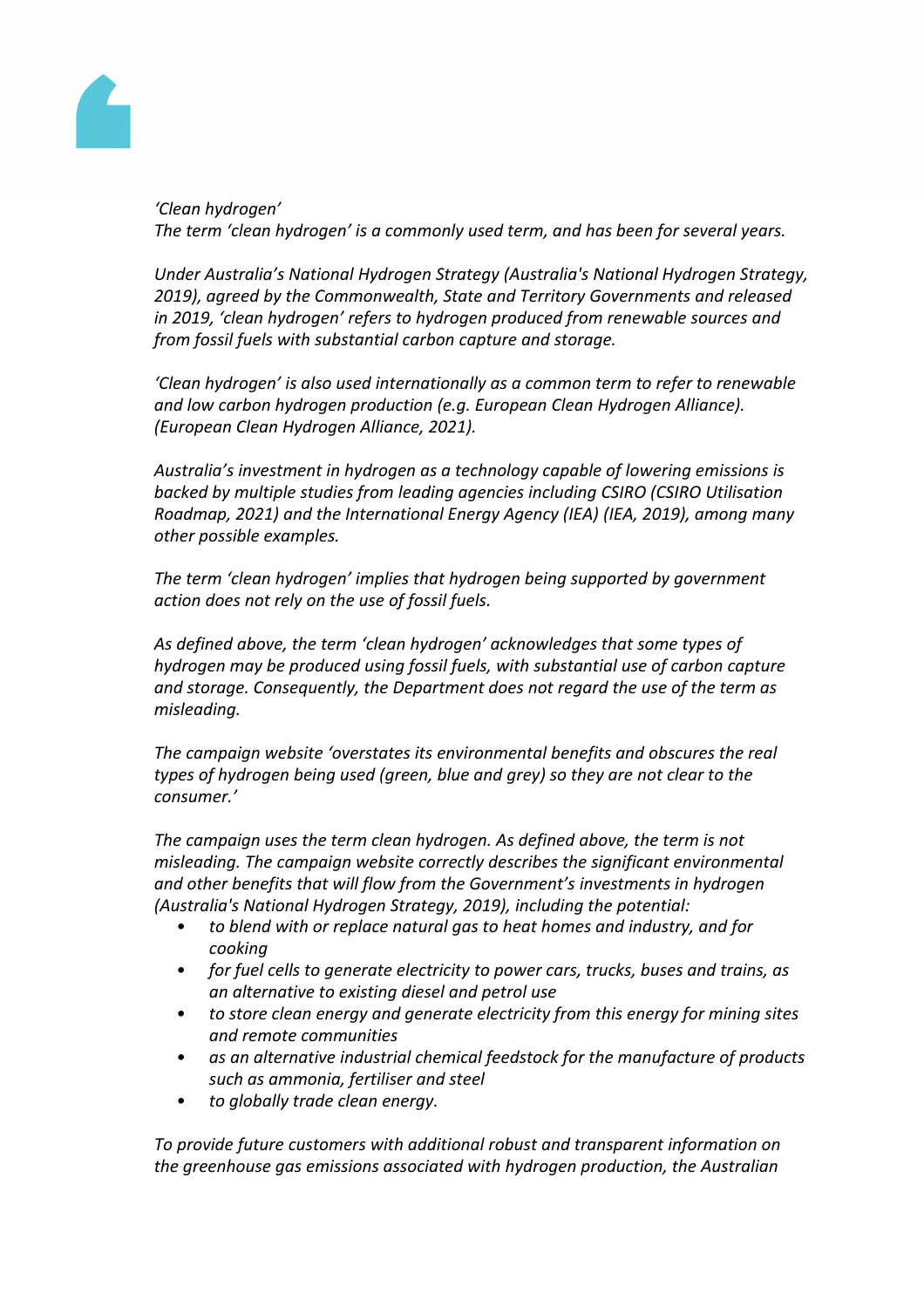*'Clean hydrogen'*
*The term 'clean hydrogen' is a commonly used term, and has been for several years.*

*Under Australia's National Hydrogen Strategy (Australia's National Hydrogen Strategy, 2019), agreed by the Commonwealth, State and Territory Governments and released in 2019, 'clean hydrogen' refers to hydrogen produced from renewable sources and from fossil fuels with substantial carbon capture and storage.*

*'Clean hydrogen' is also used internationally as a common term to refer to renewable and low carbon hydrogen production (e.g. European Clean Hydrogen Alliance). (European Clean Hydrogen Alliance, 2021).*

*Australia's investment in hydrogen as a technology capable of lowering emissions is backed by multiple studies from leading agencies including CSIRO (CSIRO Utilisation Roadmap, 2021) and the International Energy Agency (IEA) (IEA, 2019), among many other possible examples.*

*The term 'clean hydrogen' implies that hydrogen being supported by government action does not rely on the use of fossil fuels.*

*As defined above, the term 'clean hydrogen' acknowledges that some types of hydrogen may be produced using fossil fuels, with substantial use of carbon capture and storage. Consequently, the Department does not regard the use of the term as misleading.*

*The campaign website 'overstates its environmental benefits and obscures the real types of hydrogen being used (green, blue and grey) so they are not clear to the consumer.'*

*The campaign uses the term clean hydrogen. As defined above, the term is not misleading. The campaign website correctly describes the significant environmental and other benefits that will flow from the Government's investments in hydrogen (Australia's National Hydrogen Strategy, 2019), including the potential:*

- *to blend with or replace natural gas to heat homes and industry, and for cooking*
- *for fuel cells to generate electricity to power cars, trucks, buses and trains, as an alternative to existing diesel and petrol use*
- *to store clean energy and generate electricity from this energy for mining sites and remote communities*
- *as an alternative industrial chemical feedstock for the manufacture of products such as ammonia, fertiliser and steel*
- *to globally trade clean energy.*

*To provide future customers with additional robust and transparent information on the greenhouse gas emissions associated with hydrogen production, the Australian*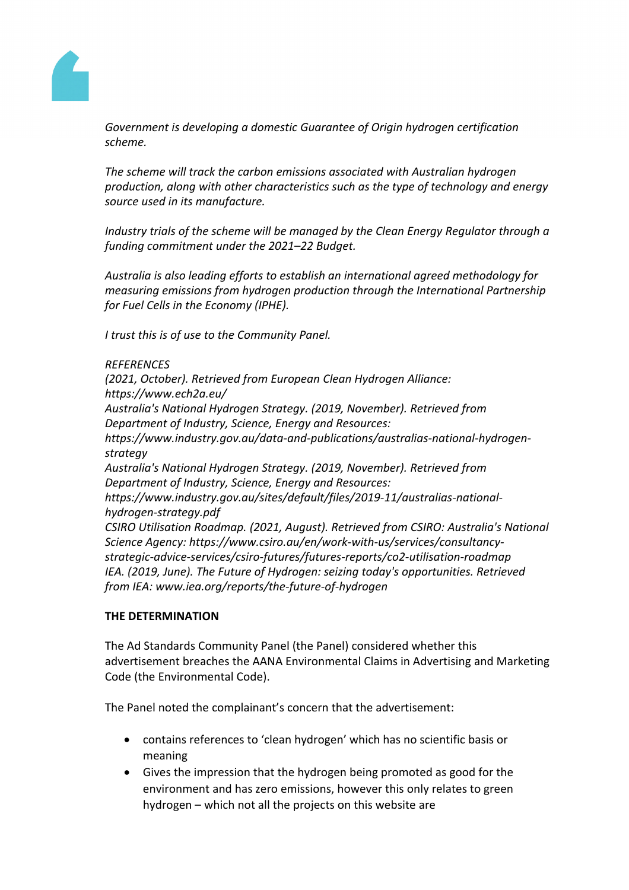*Government is developing a domestic Guarantee of Origin hydrogen certification scheme.*

*The scheme will track the carbon emissions associated with Australian hydrogen production, along with other characteristics such as the type of technology and energy source used in its manufacture.*

*Industry trials of the scheme will be managed by the Clean Energy Regulator through a funding commitment under the 2021–22 Budget.*

*Australia is also leading efforts to establish an international agreed methodology for measuring emissions from hydrogen production through the International Partnership for Fuel Cells in the Economy (IPHE).*

*I trust this is of use to the Community Panel.*

*REFERENCES*
*(2021, October). Retrieved from European Clean Hydrogen Alliance: https://www.ech2a.eu/*
*Australia's National Hydrogen Strategy. (2019, November). Retrieved from Department of Industry, Science, Energy and Resources: https://www.industry.gov.au/data-and-publications/australias-national-hydrogen-strategy*
*Australia's National Hydrogen Strategy. (2019, November). Retrieved from Department of Industry, Science, Energy and Resources: https://www.industry.gov.au/sites/default/files/2019-11/australias-national-hydrogen-strategy.pdf*
*CSIRO Utilisation Roadmap. (2021, August). Retrieved from CSIRO: Australia's National Science Agency: https://www.csiro.au/en/work-with-us/services/consultancy-strategic-advice-services/csiro-futures/futures-reports/co2-utilisation-roadmap*
*IEA. (2019, June). The Future of Hydrogen: seizing today's opportunities. Retrieved from IEA: www.iea.org/reports/the-future-of-hydrogen*

**THE DETERMINATION**

The Ad Standards Community Panel (the Panel) considered whether this advertisement breaches the AANA Environmental Claims in Advertising and Marketing Code (the Environmental Code).

The Panel noted the complainant's concern that the advertisement:

- contains references to 'clean hydrogen' which has no scientific basis or meaning
- Gives the impression that the hydrogen being promoted as good for the environment and has zero emissions, however this only relates to green hydrogen – which not all the projects on this website are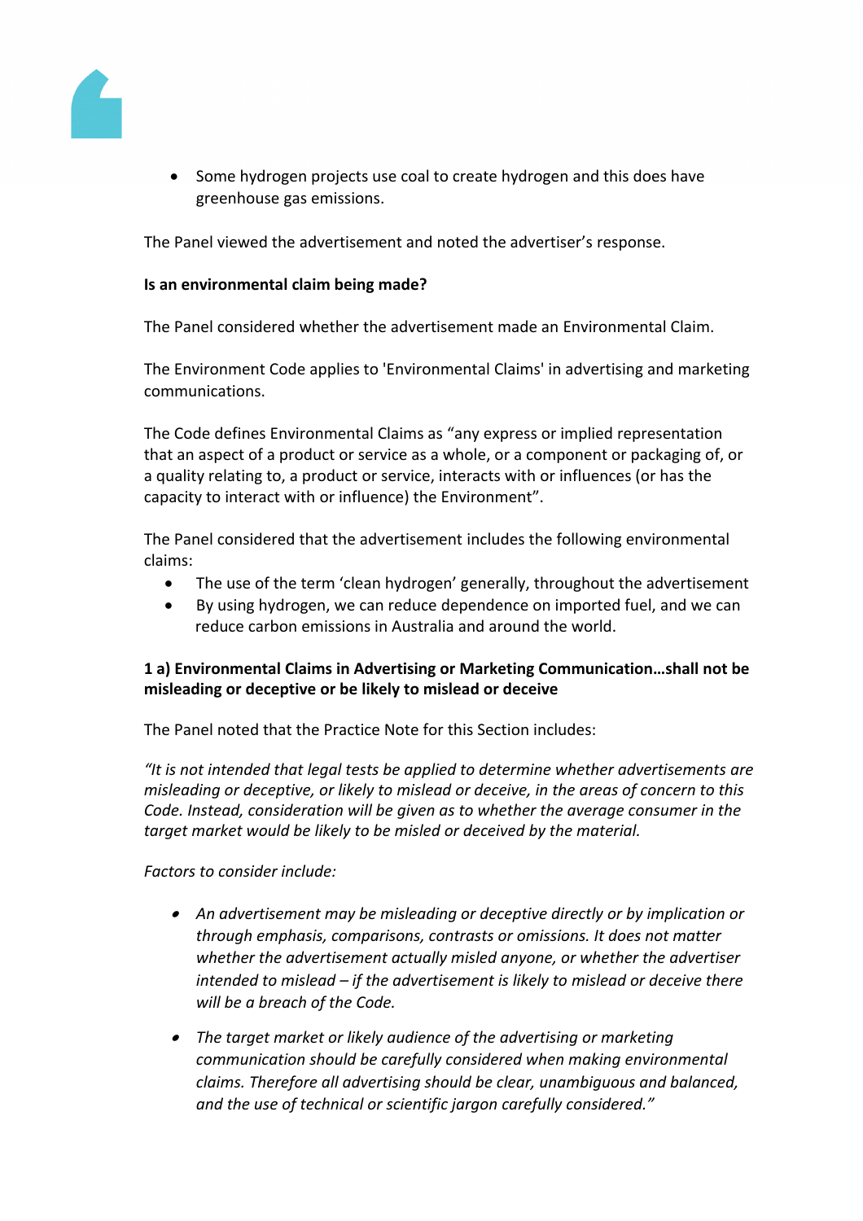- Some hydrogen projects use coal to create hydrogen and this does have greenhouse gas emissions.

The Panel viewed the advertisement and noted the advertiser's response.

**Is an environmental claim being made?**

The Panel considered whether the advertisement made an Environmental Claim.

The Environment Code applies to 'Environmental Claims' in advertising and marketing communications.

The Code defines Environmental Claims as "any express or implied representation that an aspect of a product or service as a whole, or a component or packaging of, or a quality relating to, a product or service, interacts with or influences (or has the capacity to interact with or influence) the Environment".

The Panel considered that the advertisement includes the following environmental claims:

- The use of the term 'clean hydrogen' generally, throughout the advertisement
- By using hydrogen, we can reduce dependence on imported fuel, and we can reduce carbon emissions in Australia and around the world.

**1 a) Environmental Claims in Advertising or Marketing Communication…shall not be misleading or deceptive or be likely to mislead or deceive**

The Panel noted that the Practice Note for this Section includes:

*"It is not intended that legal tests be applied to determine whether advertisements are misleading or deceptive, or likely to mislead or deceive, in the areas of concern to this Code. Instead, consideration will be given as to whether the average consumer in the target market would be likely to be misled or deceived by the material.*

*Factors to consider include:*

- *An advertisement may be misleading or deceptive directly or by implication or through emphasis, comparisons, contrasts or omissions. It does not matter whether the advertisement actually misled anyone, or whether the advertiser intended to mislead – if the advertisement is likely to mislead or deceive there will be a breach of the Code.*
- *The target market or likely audience of the advertising or marketing communication should be carefully considered when making environmental claims. Therefore all advertising should be clear, unambiguous and balanced, and the use of technical or scientific jargon carefully considered."*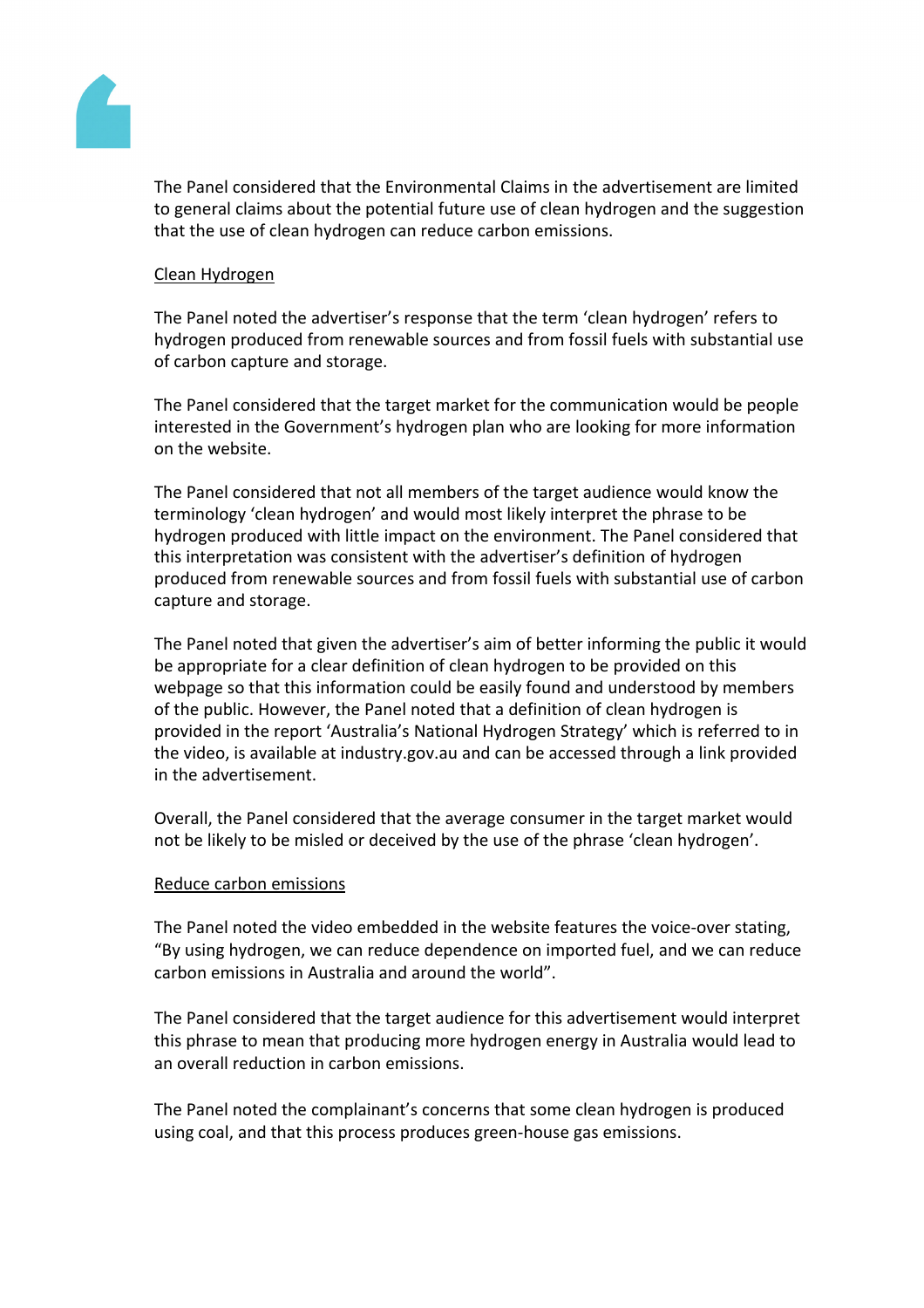The Panel considered that the Environmental Claims in the advertisement are limited to general claims about the potential future use of clean hydrogen and the suggestion that the use of clean hydrogen can reduce carbon emissions.

Clean Hydrogen

The Panel noted the advertiser's response that the term 'clean hydrogen' refers to hydrogen produced from renewable sources and from fossil fuels with substantial use of carbon capture and storage.

The Panel considered that the target market for the communication would be people interested in the Government's hydrogen plan who are looking for more information on the website.

The Panel considered that not all members of the target audience would know the terminology 'clean hydrogen' and would most likely interpret the phrase to be hydrogen produced with little impact on the environment. The Panel considered that this interpretation was consistent with the advertiser's definition of hydrogen produced from renewable sources and from fossil fuels with substantial use of carbon capture and storage.

The Panel noted that given the advertiser's aim of better informing the public it would be appropriate for a clear definition of clean hydrogen to be provided on this webpage so that this information could be easily found and understood by members of the public. However, the Panel noted that a definition of clean hydrogen is provided in the report 'Australia's National Hydrogen Strategy' which is referred to in the video, is available at industry.gov.au and can be accessed through a link provided in the advertisement.

Overall, the Panel considered that the average consumer in the target market would not be likely to be misled or deceived by the use of the phrase 'clean hydrogen'.

Reduce carbon emissions

The Panel noted the video embedded in the website features the voice-over stating, "By using hydrogen, we can reduce dependence on imported fuel, and we can reduce carbon emissions in Australia and around the world".

The Panel considered that the target audience for this advertisement would interpret this phrase to mean that producing more hydrogen energy in Australia would lead to an overall reduction in carbon emissions.

The Panel noted the complainant's concerns that some clean hydrogen is produced using coal, and that this process produces green-house gas emissions.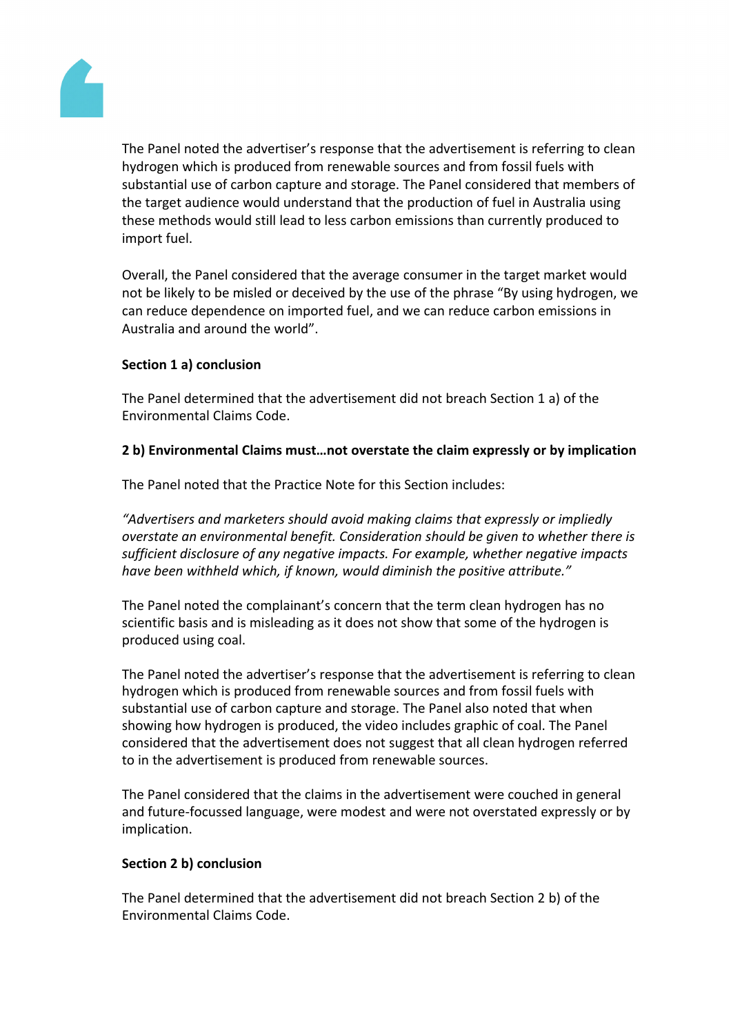The Panel noted the advertiser's response that the advertisement is referring to clean hydrogen which is produced from renewable sources and from fossil fuels with substantial use of carbon capture and storage. The Panel considered that members of the target audience would understand that the production of fuel in Australia using these methods would still lead to less carbon emissions than currently produced to import fuel.

Overall, the Panel considered that the average consumer in the target market would not be likely to be misled or deceived by the use of the phrase "By using hydrogen, we can reduce dependence on imported fuel, and we can reduce carbon emissions in Australia and around the world".

**Section 1 a) conclusion**

The Panel determined that the advertisement did not breach Section 1 a) of the Environmental Claims Code.

**2 b) Environmental Claims must…not overstate the claim expressly or by implication**

The Panel noted that the Practice Note for this Section includes:

*"Advertisers and marketers should avoid making claims that expressly or impliedly overstate an environmental benefit. Consideration should be given to whether there is sufficient disclosure of any negative impacts. For example, whether negative impacts have been withheld which, if known, would diminish the positive attribute."*

The Panel noted the complainant's concern that the term clean hydrogen has no scientific basis and is misleading as it does not show that some of the hydrogen is produced using coal.

The Panel noted the advertiser's response that the advertisement is referring to clean hydrogen which is produced from renewable sources and from fossil fuels with substantial use of carbon capture and storage. The Panel also noted that when showing how hydrogen is produced, the video includes graphic of coal. The Panel considered that the advertisement does not suggest that all clean hydrogen referred to in the advertisement is produced from renewable sources.

The Panel considered that the claims in the advertisement were couched in general and future-focussed language, were modest and were not overstated expressly or by implication.

**Section 2 b) conclusion**

The Panel determined that the advertisement did not breach Section 2 b) of the Environmental Claims Code.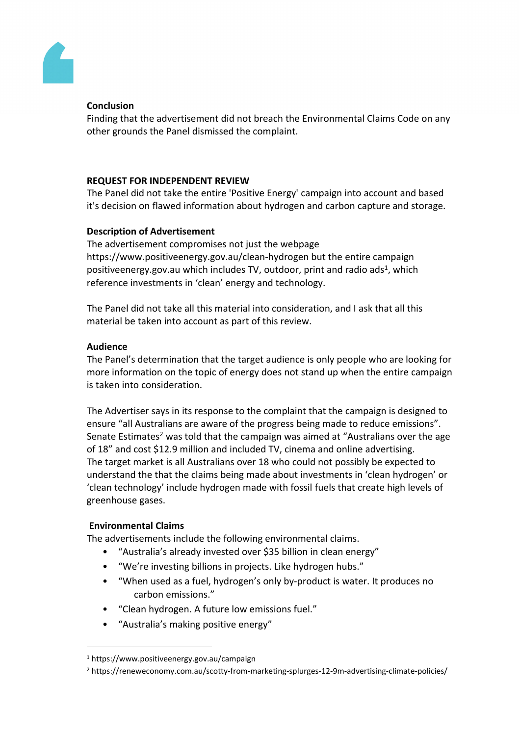**Conclusion**

Finding that the advertisement did not breach the Environmental Claims Code on any other grounds the Panel dismissed the complaint.

**REQUEST FOR INDEPENDENT REVIEW**

The Panel did not take the entire 'Positive Energy' campaign into account and based it's decision on flawed information about hydrogen and carbon capture and storage.

**Description of Advertisement**

The advertisement compromises not just the webpage https://www.positiveenergy.gov.au/clean-hydrogen but the entire campaign positiveenergy.gov.au which includes TV, outdoor, print and radio ads[1], which reference investments in 'clean' energy and technology.

The Panel did not take all this material into consideration, and I ask that all this material be taken into account as part of this review.

**Audience**

The Panel's determination that the target audience is only people who are looking for more information on the topic of energy does not stand up when the entire campaign is taken into consideration.

The Advertiser says in its response to the complaint that the campaign is designed to ensure "all Australians are aware of the progress being made to reduce emissions". Senate Estimates[2] was told that the campaign was aimed at "Australians over the age of 18" and cost $12.9 million and included TV, cinema and online advertising. The target market is all Australians over 18 who could not possibly be expected to understand the that the claims being made about investments in 'clean hydrogen' or 'clean technology' include hydrogen made with fossil fuels that create high levels of greenhouse gases.

**Environmental Claims**

The advertisements include the following environmental claims.

- "Australia's already invested over $35 billion in clean energy"
- "We're investing billions in projects. Like hydrogen hubs."
- "When used as a fuel, hydrogen's only by-product is water. It produces no carbon emissions."
- "Clean hydrogen. A future low emissions fuel."
- "Australia's making positive energy"

[1] https://www.positiveenergy.gov.au/campaign

[2] https://reneweconomy.com.au/scotty-from-marketing-splurges-12-9m-advertising-climate-policies/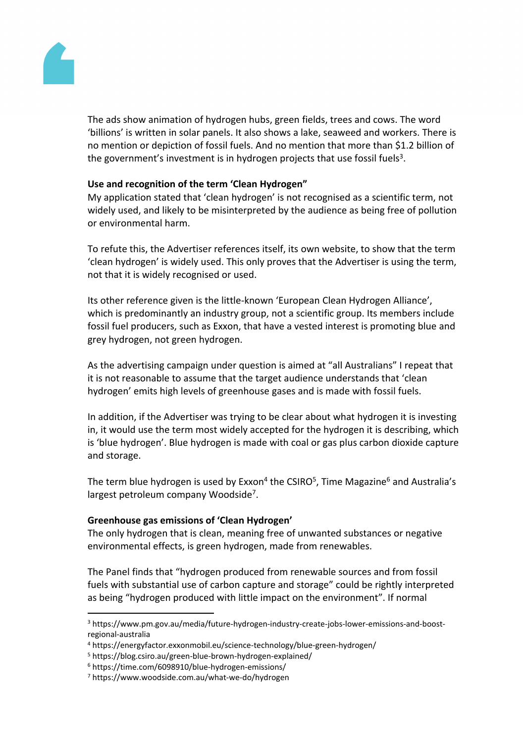The ads show animation of hydrogen hubs, green fields, trees and cows. The word 'billions' is written in solar panels. It also shows a lake, seaweed and workers. There is no mention or depiction of fossil fuels. And no mention that more than $1.2 billion of the government's investment is in hydrogen projects that use fossil fuels[3].

**Use and recognition of the term 'Clean Hydrogen"**

My application stated that 'clean hydrogen' is not recognised as a scientific term, not widely used, and likely to be misinterpreted by the audience as being free of pollution or environmental harm.

To refute this, the Advertiser references itself, its own website, to show that the term 'clean hydrogen' is widely used. This only proves that the Advertiser is using the term, not that it is widely recognised or used.

Its other reference given is the little-known 'European Clean Hydrogen Alliance', which is predominantly an industry group, not a scientific group. Its members include fossil fuel producers, such as Exxon, that have a vested interest is promoting blue and grey hydrogen, not green hydrogen.

As the advertising campaign under question is aimed at "all Australians" I repeat that it is not reasonable to assume that the target audience understands that 'clean hydrogen' emits high levels of greenhouse gases and is made with fossil fuels.

In addition, if the Advertiser was trying to be clear about what hydrogen it is investing in, it would use the term most widely accepted for the hydrogen it is describing, which is 'blue hydrogen'. Blue hydrogen is made with coal or gas plus carbon dioxide capture and storage.

The term blue hydrogen is used by Exxon[4] the CSIRO[5], Time Magazine[6] and Australia's largest petroleum company Woodside[7].

**Greenhouse gas emissions of 'Clean Hydrogen'**

The only hydrogen that is clean, meaning free of unwanted substances or negative environmental effects, is green hydrogen, made from renewables.

The Panel finds that "hydrogen produced from renewable sources and from fossil fuels with substantial use of carbon capture and storage" could be rightly interpreted as being "hydrogen produced with little impact on the environment". If normal

[3] https://www.pm.gov.au/media/future-hydrogen-industry-create-jobs-lower-emissions-and-boost-regional-australia

[4] https://energyfactor.exxonmobil.eu/science-technology/blue-green-hydrogen/

[5] https://blog.csiro.au/green-blue-brown-hydrogen-explained/

[6] https://time.com/6098910/blue-hydrogen-emissions/

[7] https://www.woodside.com.au/what-we-do/hydrogen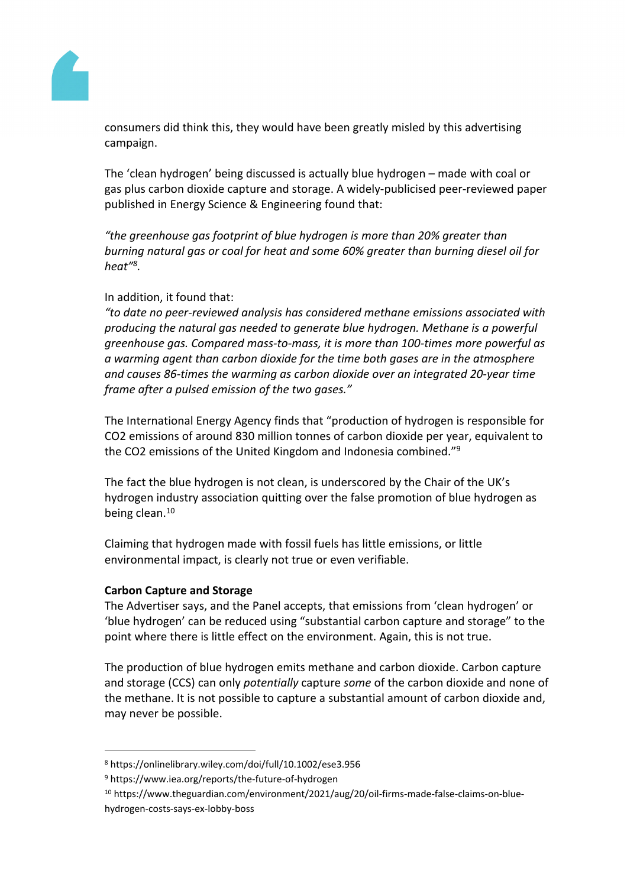consumers did think this, they would have been greatly misled by this advertising campaign.

The 'clean hydrogen' being discussed is actually blue hydrogen – made with coal or gas plus carbon dioxide capture and storage. A widely-publicised peer-reviewed paper published in Energy Science & Engineering found that:

*"the greenhouse gas footprint of blue hydrogen is more than 20% greater than burning natural gas or coal for heat and some 60% greater than burning diesel oil for heat"[8].*

In addition, it found that:
*"to date no peer-reviewed analysis has considered methane emissions associated with producing the natural gas needed to generate blue hydrogen. Methane is a powerful greenhouse gas. Compared mass-to-mass, it is more than 100-times more powerful as a warming agent than carbon dioxide for the time both gases are in the atmosphere and causes 86-times the warming as carbon dioxide over an integrated 20-year time frame after a pulsed emission of the two gases."*

The International Energy Agency finds that "production of hydrogen is responsible for $CO_2$ emissions of around 830 million tonnes of carbon dioxide per year, equivalent to the $CO_2$ emissions of the United Kingdom and Indonesia combined."[9]

The fact the blue hydrogen is not clean, is underscored by the Chair of the UK's hydrogen industry association quitting over the false promotion of blue hydrogen as being clean.[10]

Claiming that hydrogen made with fossil fuels has little emissions, or little environmental impact, is clearly not true or even verifiable.

**Carbon Capture and Storage**

The Advertiser says, and the Panel accepts, that emissions from 'clean hydrogen' or 'blue hydrogen' can be reduced using "substantial carbon capture and storage" to the point where there is little effect on the environment. Again, this is not true.

The production of blue hydrogen emits methane and carbon dioxide. Carbon capture and storage (CCS) can only *potentially* capture *some* of the carbon dioxide and none of the methane. It is not possible to capture a substantial amount of carbon dioxide and, may never be possible.

---

[8] https://onlinelibrary.wiley.com/doi/full/10.1002/ese3.956

[9] https://www.iea.org/reports/the-future-of-hydrogen

[10] https://www.theguardian.com/environment/2021/aug/20/oil-firms-made-false-claims-on-blue-hydrogen-costs-says-ex-lobby-boss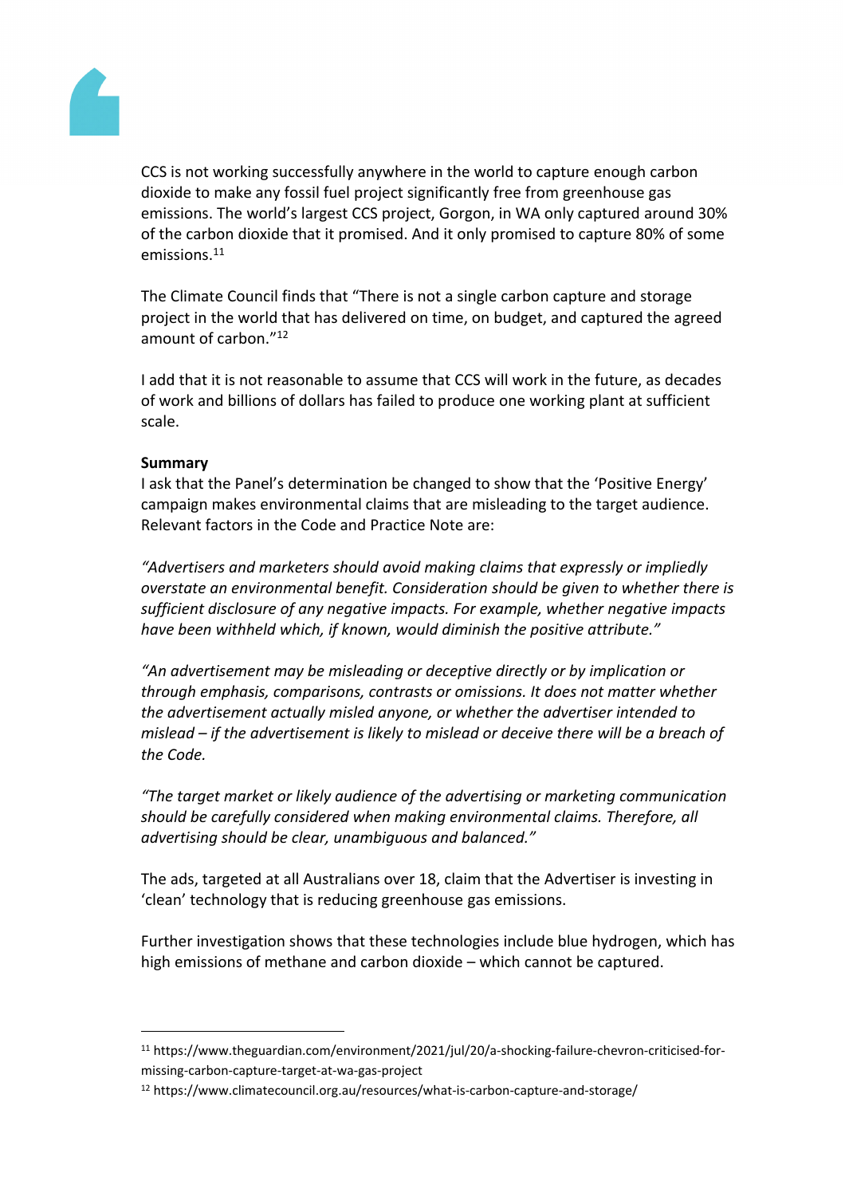CCS is not working successfully anywhere in the world to capture enough carbon dioxide to make any fossil fuel project significantly free from greenhouse gas emissions. The world's largest CCS project, Gorgon, in WA only captured around 30% of the carbon dioxide that it promised. And it only promised to capture 80% of some emissions.[11]

The Climate Council finds that "There is not a single carbon capture and storage project in the world that has delivered on time, on budget, and captured the agreed amount of carbon."[12]

I add that it is not reasonable to assume that CCS will work in the future, as decades of work and billions of dollars has failed to produce one working plant at sufficient scale.

**Summary**

I ask that the Panel's determination be changed to show that the 'Positive Energy' campaign makes environmental claims that are misleading to the target audience. Relevant factors in the Code and Practice Note are:

*"Advertisers and marketers should avoid making claims that expressly or impliedly overstate an environmental benefit. Consideration should be given to whether there is sufficient disclosure of any negative impacts. For example, whether negative impacts have been withheld which, if known, would diminish the positive attribute."*

*"An advertisement may be misleading or deceptive directly or by implication or through emphasis, comparisons, contrasts or omissions. It does not matter whether the advertisement actually misled anyone, or whether the advertiser intended to mislead – if the advertisement is likely to mislead or deceive there will be a breach of the Code.*

*"The target market or likely audience of the advertising or marketing communication should be carefully considered when making environmental claims. Therefore, all advertising should be clear, unambiguous and balanced."*

The ads, targeted at all Australians over 18, claim that the Advertiser is investing in 'clean' technology that is reducing greenhouse gas emissions.

Further investigation shows that these technologies include blue hydrogen, which has high emissions of methane and carbon dioxide – which cannot be captured.

---

[11] https://www.theguardian.com/environment/2021/jul/20/a-shocking-failure-chevron-criticised-for-missing-carbon-capture-target-at-wa-gas-project

[12] https://www.climatecouncil.org.au/resources/what-is-carbon-capture-and-storage/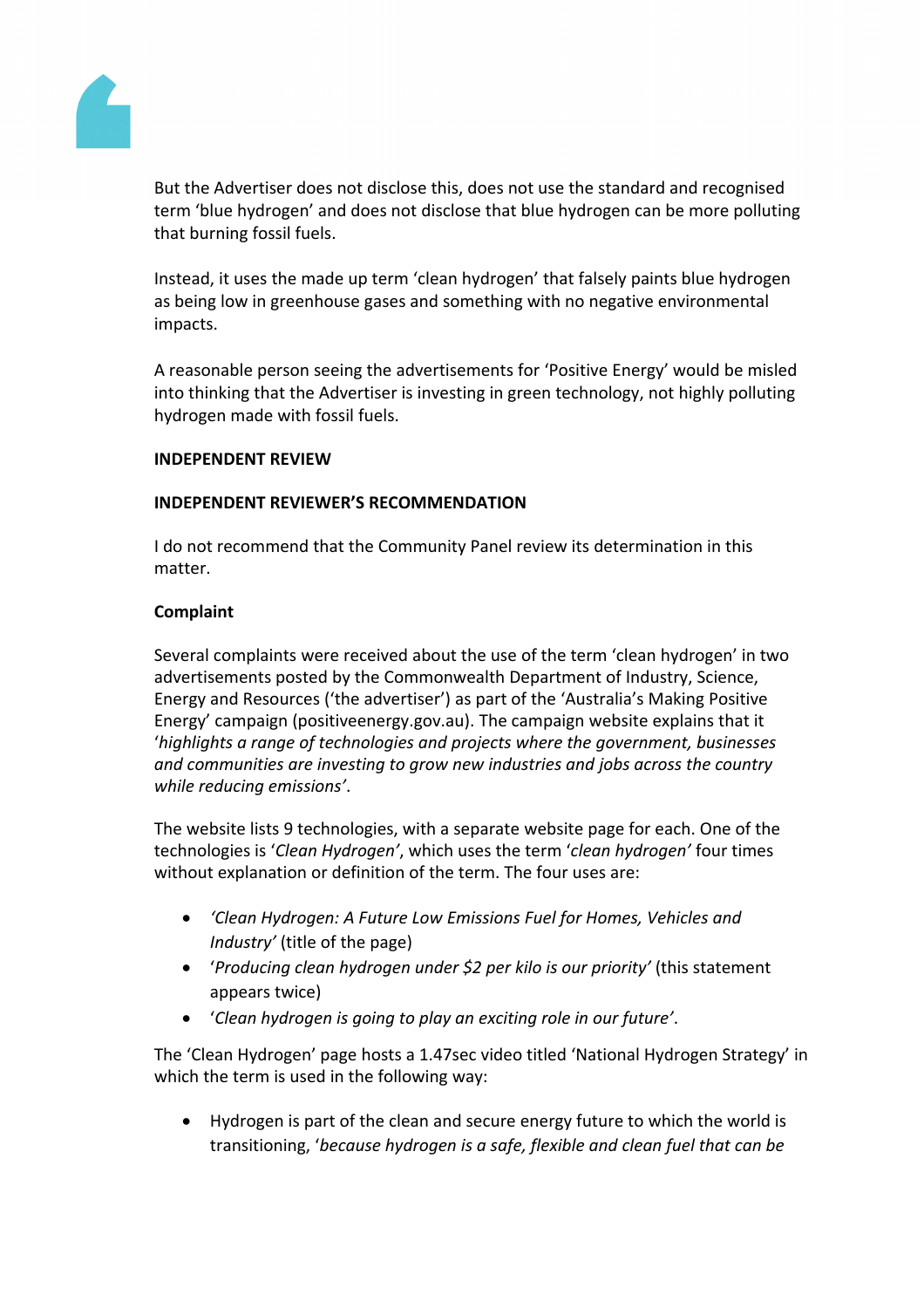But the Advertiser does not disclose this, does not use the standard and recognised term 'blue hydrogen' and does not disclose that blue hydrogen can be more polluting that burning fossil fuels.

Instead, it uses the made up term 'clean hydrogen' that falsely paints blue hydrogen as being low in greenhouse gases and something with no negative environmental impacts.

A reasonable person seeing the advertisements for 'Positive Energy' would be misled into thinking that the Advertiser is investing in green technology, not highly polluting hydrogen made with fossil fuels.

**INDEPENDENT REVIEW**

**INDEPENDENT REVIEWER'S RECOMMENDATION**

I do not recommend that the Community Panel review its determination in this matter.

**Complaint**

Several complaints were received about the use of the term 'clean hydrogen' in two advertisements posted by the Commonwealth Department of Industry, Science, Energy and Resources ('the advertiser') as part of the 'Australia's Making Positive Energy' campaign (positiveenergy.gov.au). The campaign website explains that it '*highlights a range of technologies and projects where the government, businesses and communities are investing to grow new industries and jobs across the country while reducing emissions'*.

The website lists 9 technologies, with a separate website page for each. One of the technologies is '*Clean Hydrogen'*, which uses the term '*clean hydrogen'* four times without explanation or definition of the term. The four uses are:

- *'Clean Hydrogen: A Future Low Emissions Fuel for Homes, Vehicles and Industry'* (title of the page)
- '*Producing clean hydrogen under $2 per kilo is our priority'* (this statement appears twice)
- '*Clean hydrogen is going to play an exciting role in our future'*.

The 'Clean Hydrogen' page hosts a 1.47sec video titled 'National Hydrogen Strategy' in which the term is used in the following way:

- Hydrogen is part of the clean and secure energy future to which the world is transitioning, '*because hydrogen is a safe, flexible and clean fuel that can be*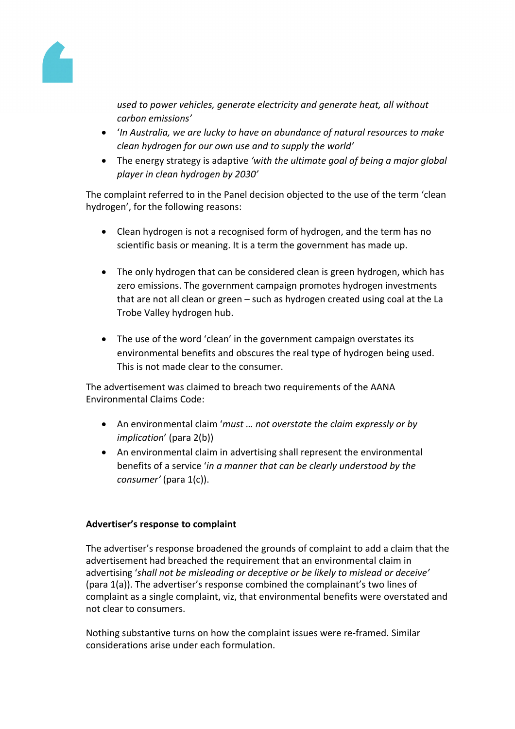*used to power vehicles, generate electricity and generate heat, all without carbon emissions'*

- '*In Australia, we are lucky to have an abundance of natural resources to make clean hydrogen for our own use and to supply the world'*
- The energy strategy is adaptive *'with the ultimate goal of being a major global player in clean hydrogen by 2030'*

The complaint referred to in the Panel decision objected to the use of the term 'clean hydrogen', for the following reasons:

- Clean hydrogen is not a recognised form of hydrogen, and the term has no scientific basis or meaning. It is a term the government has made up.
- The only hydrogen that can be considered clean is green hydrogen, which has zero emissions. The government campaign promotes hydrogen investments that are not all clean or green – such as hydrogen created using coal at the La Trobe Valley hydrogen hub.
- The use of the word 'clean' in the government campaign overstates its environmental benefits and obscures the real type of hydrogen being used. This is not made clear to the consumer.

The advertisement was claimed to breach two requirements of the AANA Environmental Claims Code:

- An environmental claim '*must … not overstate the claim expressly or by implication*' (para 2(b))
- An environmental claim in advertising shall represent the environmental benefits of a service '*in a manner that can be clearly understood by the consumer'* (para 1(c)).

**Advertiser's response to complaint**

The advertiser's response broadened the grounds of complaint to add a claim that the advertisement had breached the requirement that an environmental claim in advertising '*shall not be misleading or deceptive or be likely to mislead or deceive'* (para 1(a)). The advertiser's response combined the complainant's two lines of complaint as a single complaint, viz, that environmental benefits were overstated and not clear to consumers.

Nothing substantive turns on how the complaint issues were re-framed. Similar considerations arise under each formulation.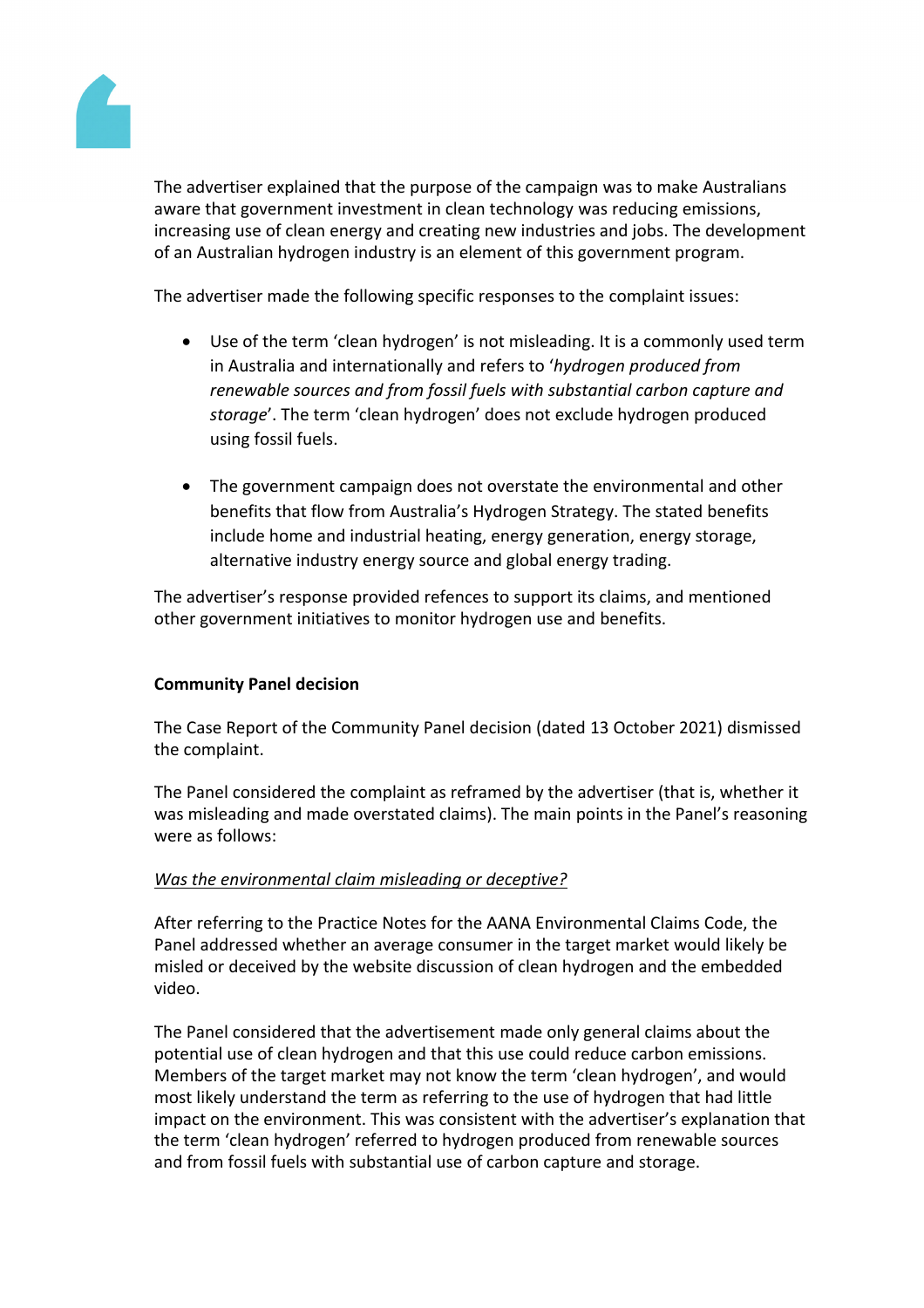The advertiser explained that the purpose of the campaign was to make Australians aware that government investment in clean technology was reducing emissions, increasing use of clean energy and creating new industries and jobs. The development of an Australian hydrogen industry is an element of this government program.

The advertiser made the following specific responses to the complaint issues:

- Use of the term 'clean hydrogen' is not misleading. It is a commonly used term in Australia and internationally and refers to '*hydrogen produced from renewable sources and from fossil fuels with substantial carbon capture and storage*'. The term 'clean hydrogen' does not exclude hydrogen produced using fossil fuels.

- The government campaign does not overstate the environmental and other benefits that flow from Australia's Hydrogen Strategy. The stated benefits include home and industrial heating, energy generation, energy storage, alternative industry energy source and global energy trading.

The advertiser's response provided refences to support its claims, and mentioned other government initiatives to monitor hydrogen use and benefits.

**Community Panel decision**

The Case Report of the Community Panel decision (dated 13 October 2021) dismissed the complaint.

The Panel considered the complaint as reframed by the advertiser (that is, whether it was misleading and made overstated claims). The main points in the Panel's reasoning were as follows:

*Was the environmental claim misleading or deceptive?*

After referring to the Practice Notes for the AANA Environmental Claims Code, the Panel addressed whether an average consumer in the target market would likely be misled or deceived by the website discussion of clean hydrogen and the embedded video.

The Panel considered that the advertisement made only general claims about the potential use of clean hydrogen and that this use could reduce carbon emissions. Members of the target market may not know the term 'clean hydrogen', and would most likely understand the term as referring to the use of hydrogen that had little impact on the environment. This was consistent with the advertiser's explanation that the term 'clean hydrogen' referred to hydrogen produced from renewable sources and from fossil fuels with substantial use of carbon capture and storage.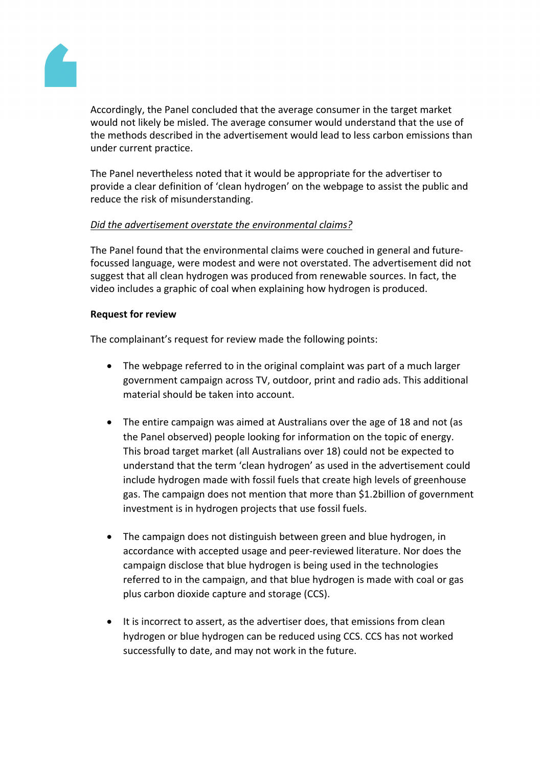Accordingly, the Panel concluded that the average consumer in the target market would not likely be misled. The average consumer would understand that the use of the methods described in the advertisement would lead to less carbon emissions than under current practice.

The Panel nevertheless noted that it would be appropriate for the advertiser to provide a clear definition of 'clean hydrogen' on the webpage to assist the public and reduce the risk of misunderstanding.

*Did the advertisement overstate the environmental claims?*

The Panel found that the environmental claims were couched in general and future-focussed language, were modest and were not overstated. The advertisement did not suggest that all clean hydrogen was produced from renewable sources. In fact, the video includes a graphic of coal when explaining how hydrogen is produced.

**Request for review**

The complainant's request for review made the following points:

- The webpage referred to in the original complaint was part of a much larger government campaign across TV, outdoor, print and radio ads. This additional material should be taken into account.

- The entire campaign was aimed at Australians over the age of 18 and not (as the Panel observed) people looking for information on the topic of energy. This broad target market (all Australians over 18) could not be expected to understand that the term 'clean hydrogen' as used in the advertisement could include hydrogen made with fossil fuels that create high levels of greenhouse gas. The campaign does not mention that more than $1.2billion of government investment is in hydrogen projects that use fossil fuels.

- The campaign does not distinguish between green and blue hydrogen, in accordance with accepted usage and peer-reviewed literature. Nor does the campaign disclose that blue hydrogen is being used in the technologies referred to in the campaign, and that blue hydrogen is made with coal or gas plus carbon dioxide capture and storage (CCS).

- It is incorrect to assert, as the advertiser does, that emissions from clean hydrogen or blue hydrogen can be reduced using CCS. CCS has not worked successfully to date, and may not work in the future.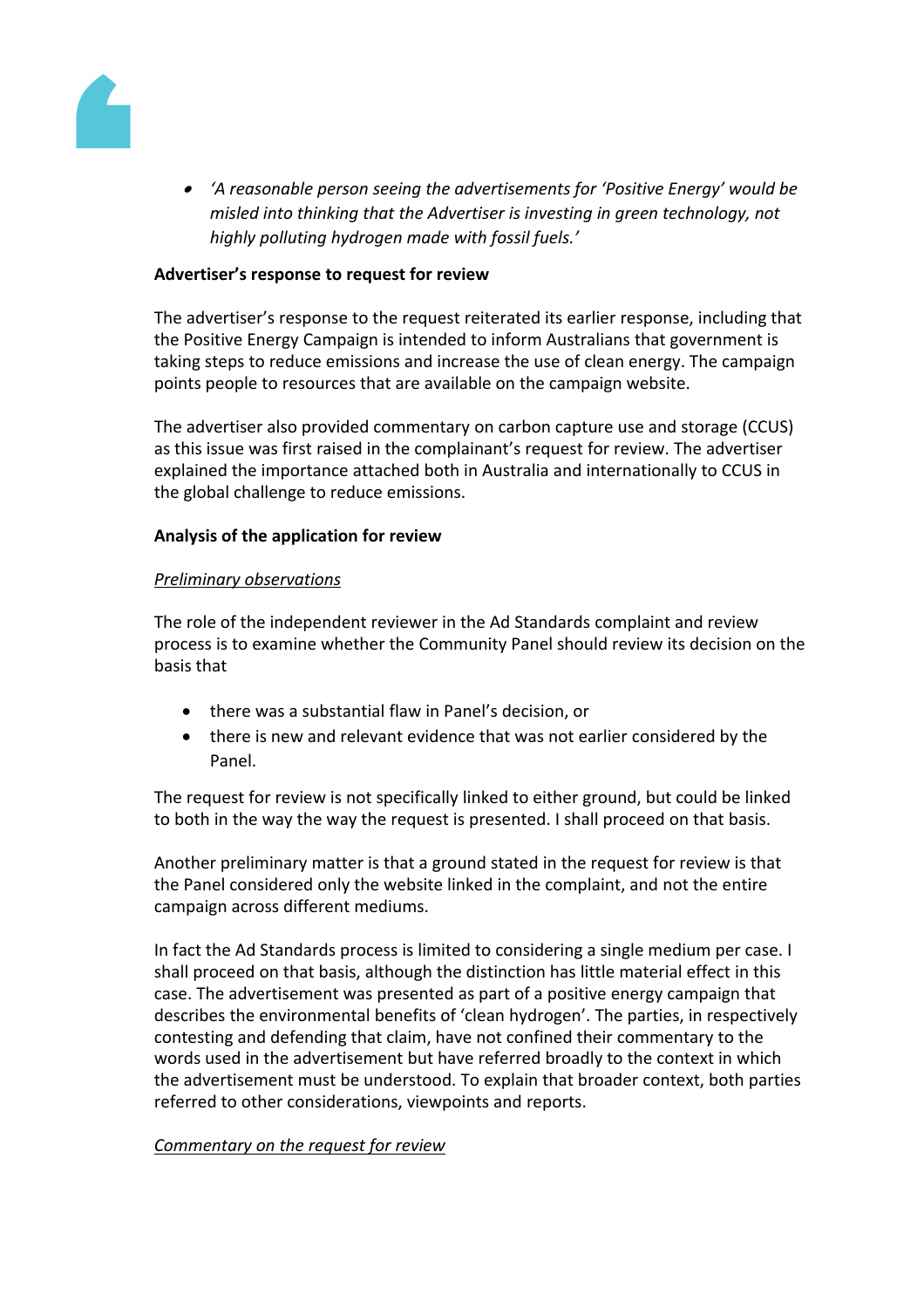- *'A reasonable person seeing the advertisements for 'Positive Energy' would be misled into thinking that the Advertiser is investing in green technology, not highly polluting hydrogen made with fossil fuels.'*

**Advertiser's response to request for review**

The advertiser's response to the request reiterated its earlier response, including that the Positive Energy Campaign is intended to inform Australians that government is taking steps to reduce emissions and increase the use of clean energy. The campaign points people to resources that are available on the campaign website.

The advertiser also provided commentary on carbon capture use and storage (CCUS) as this issue was first raised in the complainant's request for review. The advertiser explained the importance attached both in Australia and internationally to CCUS in the global challenge to reduce emissions.

**Analysis of the application for review**

*Preliminary observations*

The role of the independent reviewer in the Ad Standards complaint and review process is to examine whether the Community Panel should review its decision on the basis that

- there was a substantial flaw in Panel's decision, or
- there is new and relevant evidence that was not earlier considered by the Panel.

The request for review is not specifically linked to either ground, but could be linked to both in the way the way the request is presented. I shall proceed on that basis.

Another preliminary matter is that a ground stated in the request for review is that the Panel considered only the website linked in the complaint, and not the entire campaign across different mediums.

In fact the Ad Standards process is limited to considering a single medium per case. I shall proceed on that basis, although the distinction has little material effect in this case. The advertisement was presented as part of a positive energy campaign that describes the environmental benefits of 'clean hydrogen'. The parties, in respectively contesting and defending that claim, have not confined their commentary to the words used in the advertisement but have referred broadly to the context in which the advertisement must be understood. To explain that broader context, both parties referred to other considerations, viewpoints and reports.

*Commentary on the request for review*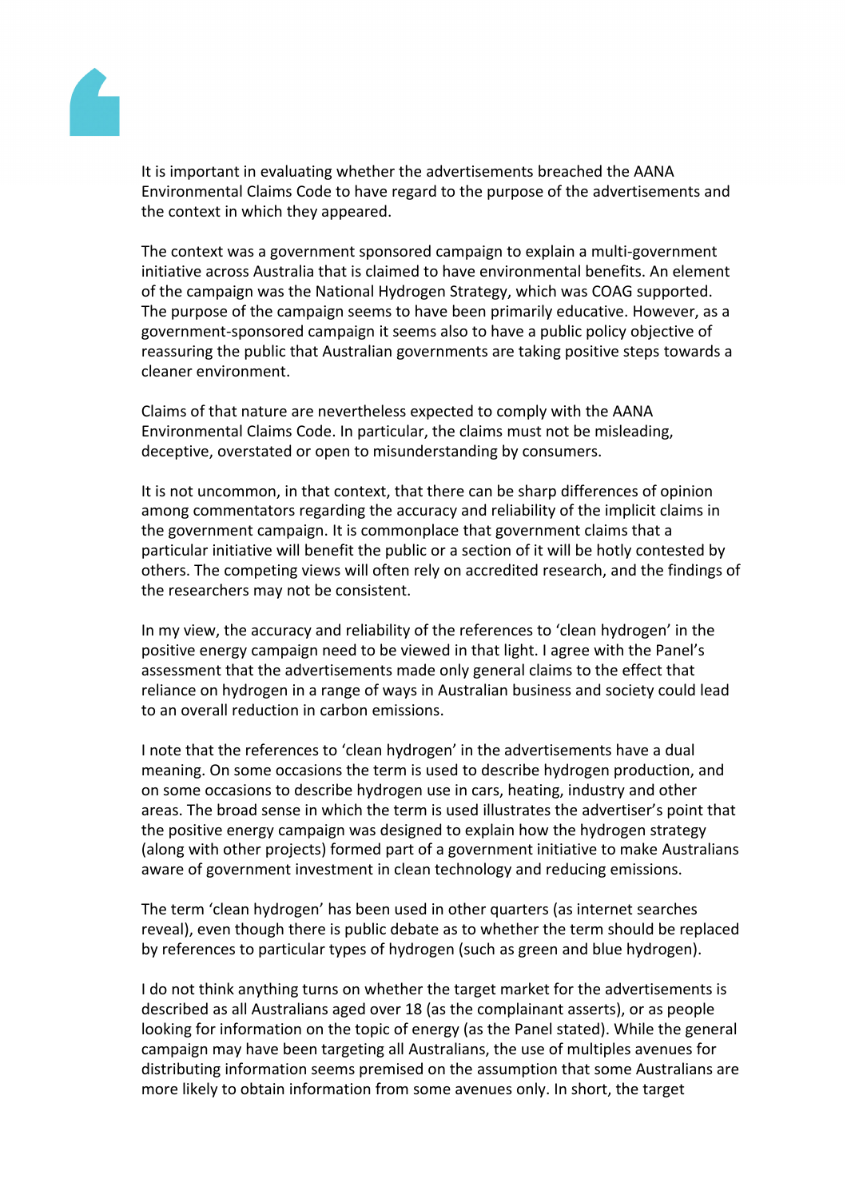It is important in evaluating whether the advertisements breached the AANA Environmental Claims Code to have regard to the purpose of the advertisements and the context in which they appeared.

The context was a government sponsored campaign to explain a multi-government initiative across Australia that is claimed to have environmental benefits. An element of the campaign was the National Hydrogen Strategy, which was COAG supported. The purpose of the campaign seems to have been primarily educative. However, as a government-sponsored campaign it seems also to have a public policy objective of reassuring the public that Australian governments are taking positive steps towards a cleaner environment.

Claims of that nature are nevertheless expected to comply with the AANA Environmental Claims Code. In particular, the claims must not be misleading, deceptive, overstated or open to misunderstanding by consumers.

It is not uncommon, in that context, that there can be sharp differences of opinion among commentators regarding the accuracy and reliability of the implicit claims in the government campaign. It is commonplace that government claims that a particular initiative will benefit the public or a section of it will be hotly contested by others. The competing views will often rely on accredited research, and the findings of the researchers may not be consistent.

In my view, the accuracy and reliability of the references to 'clean hydrogen' in the positive energy campaign need to be viewed in that light. I agree with the Panel's assessment that the advertisements made only general claims to the effect that reliance on hydrogen in a range of ways in Australian business and society could lead to an overall reduction in carbon emissions.

I note that the references to 'clean hydrogen' in the advertisements have a dual meaning. On some occasions the term is used to describe hydrogen production, and on some occasions to describe hydrogen use in cars, heating, industry and other areas. The broad sense in which the term is used illustrates the advertiser's point that the positive energy campaign was designed to explain how the hydrogen strategy (along with other projects) formed part of a government initiative to make Australians aware of government investment in clean technology and reducing emissions.

The term 'clean hydrogen' has been used in other quarters (as internet searches reveal), even though there is public debate as to whether the term should be replaced by references to particular types of hydrogen (such as green and blue hydrogen).

I do not think anything turns on whether the target market for the advertisements is described as all Australians aged over 18 (as the complainant asserts), or as people looking for information on the topic of energy (as the Panel stated). While the general campaign may have been targeting all Australians, the use of multiples avenues for distributing information seems premised on the assumption that some Australians are more likely to obtain information from some avenues only. In short, the target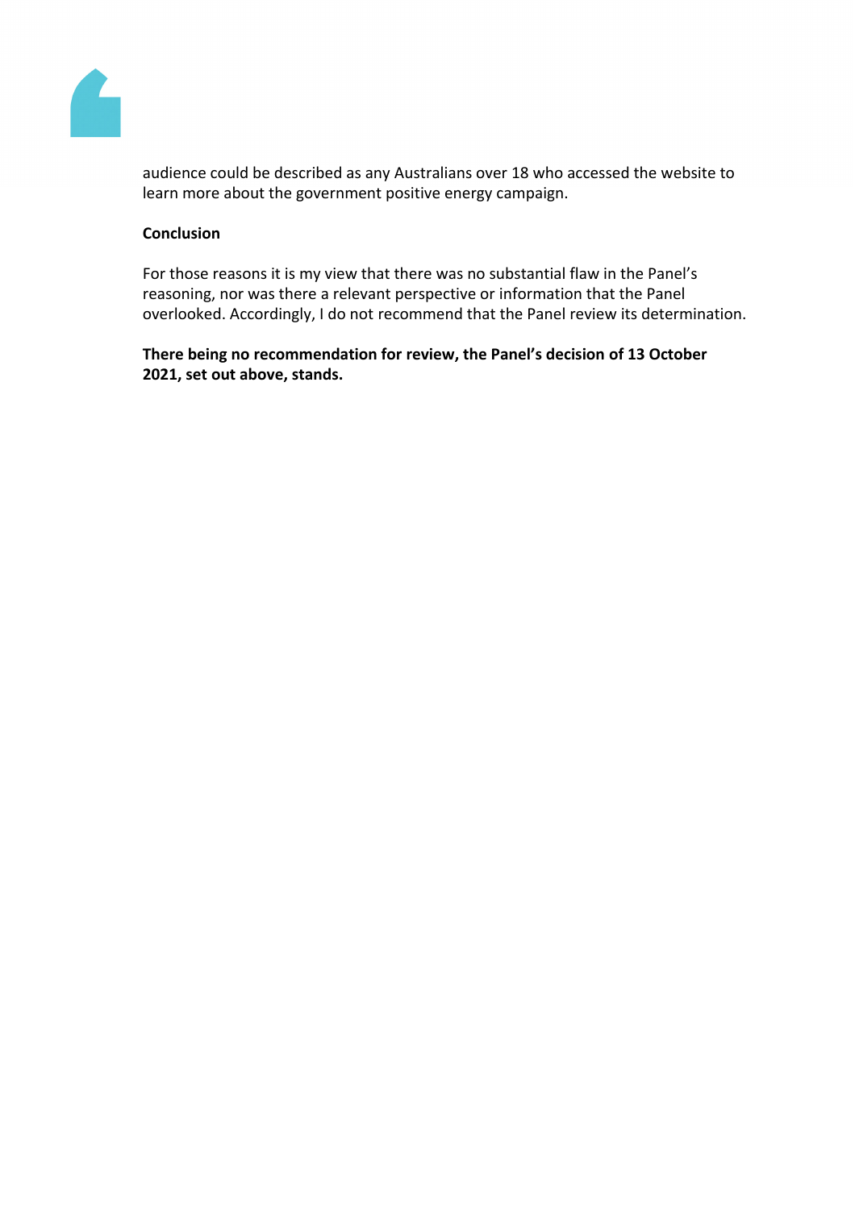audience could be described as any Australians over 18 who accessed the website to learn more about the government positive energy campaign.

**Conclusion**

For those reasons it is my view that there was no substantial flaw in the Panel's reasoning, nor was there a relevant perspective or information that the Panel overlooked. Accordingly, I do not recommend that the Panel review its determination.

**There being no recommendation for review, the Panel's decision of 13 October 2021, set out above, stands.**